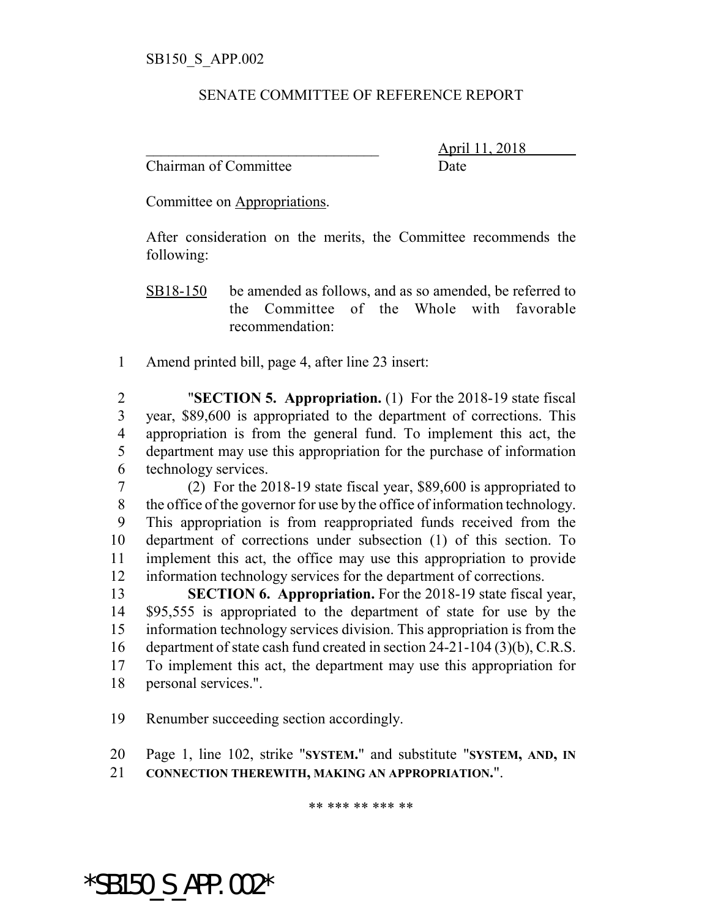SB150_S_APP.002

SENATE COMMITTEE OF REFERENCE REPORT

________________________________ April 11, 2018
Chairman of Committee Date

Committee on Appropriations.

After consideration on the merits, the Committee recommends the following:

SB18-150 be amended as follows, and as so amended, be referred to the Committee of the Whole with favorable recommendation:

1 Amend printed bill, page 4, after line 23 insert:

2 "**SECTION 5. Appropriation.** (1) For the 2018-19 state fiscal
3 year, $89,600 is appropriated to the department of corrections. This
4 appropriation is from the general fund. To implement this act, the
5 department may use this appropriation for the purchase of information
6 technology services.

7 (2) For the 2018-19 state fiscal year, $89,600 is appropriated to
8 the office of the governor for use by the office of information technology.
9 This appropriation is from reappropriated funds received from the
10 department of corrections under subsection (1) of this section. To
11 implement this act, the office may use this appropriation to provide
12 information technology services for the department of corrections.

13 **SECTION 6. Appropriation.** For the 2018-19 state fiscal year,
14 $95,555 is appropriated to the department of state for use by the
15 information technology services division. This appropriation is from the
16 department of state cash fund created in section 24-21-104 (3)(b), C.R.S.
17 To implement this act, the department may use this appropriation for
18 personal services.".

19 Renumber succeeding section accordingly.

20 Page 1, line 102, strike "**SYSTEM.**" and substitute "**SYSTEM, AND, IN**
21 **CONNECTION THEREWITH, MAKING AN APPROPRIATION.**".

** *** ** *** **

*SB150_S_APP.002*